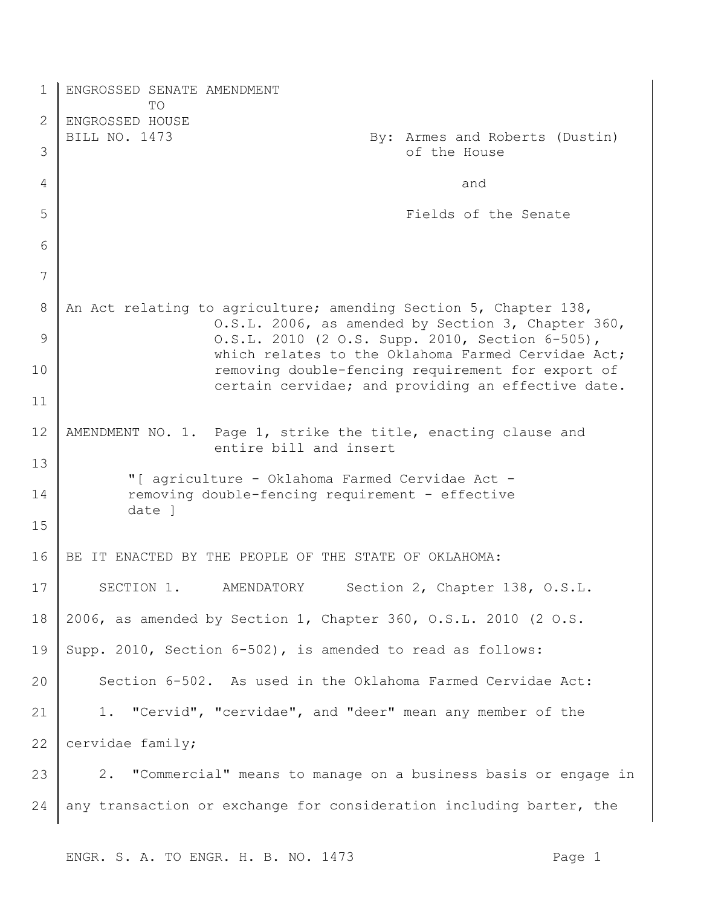ENGROSSED SENATE AMENDMENT
TO
ENGROSSED HOUSE
BILL NO. 1473

By: Armes and Roberts (Dustin) of the House

and

Fields of the Senate

An Act relating to agriculture; amending Section 5, Chapter 138, O.S.L. 2006, as amended by Section 3, Chapter 360, O.S.L. 2010 (2 O.S. Supp. 2010, Section 6-505), which relates to the Oklahoma Farmed Cervidae Act; removing double-fencing requirement for export of certain cervidae; and providing an effective date.

AMENDMENT NO. 1. Page 1, strike the title, enacting clause and entire bill and insert

"[ agriculture - Oklahoma Farmed Cervidae Act - removing double-fencing requirement - effective date ]

BE IT ENACTED BY THE PEOPLE OF THE STATE OF OKLAHOMA:

SECTION 1. AMENDATORY Section 2, Chapter 138, O.S.L. 2006, as amended by Section 1, Chapter 360, O.S.L. 2010 (2 O.S. Supp. 2010, Section 6-502), is amended to read as follows:

Section 6-502. As used in the Oklahoma Farmed Cervidae Act:

1. "Cervid", "cervidae", and "deer" mean any member of the cervidae family;

2. "Commercial" means to manage on a business basis or engage in any transaction or exchange for consideration including barter, the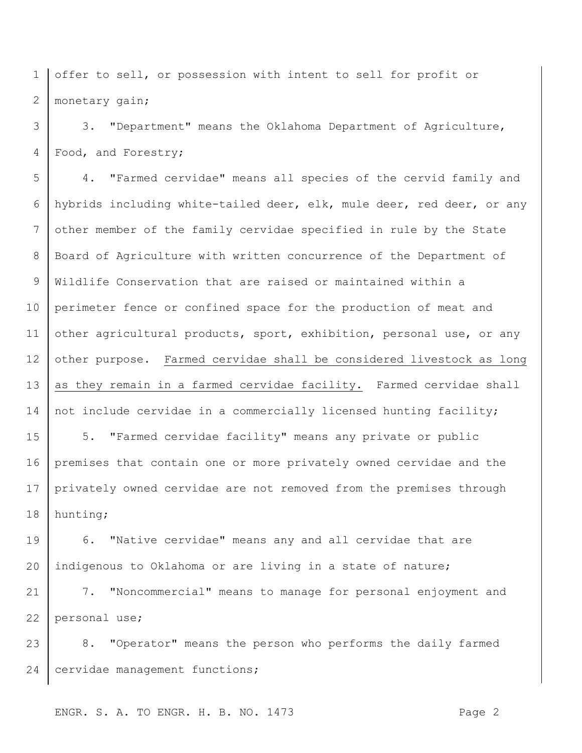offer to sell, or possession with intent to sell for profit or monetary gain;

3. "Department" means the Oklahoma Department of Agriculture, Food, and Forestry;

4. "Farmed cervidae" means all species of the cervid family and hybrids including white-tailed deer, elk, mule deer, red deer, or any other member of the family cervidae specified in rule by the State Board of Agriculture with written concurrence of the Department of Wildlife Conservation that are raised or maintained within a perimeter fence or confined space for the production of meat and other agricultural products, sport, exhibition, personal use, or any other purpose. <u>Farmed cervidae shall be considered livestock as long as they remain in a farmed cervidae facility.</u> Farmed cervidae shall not include cervidae in a commercially licensed hunting facility;

5. "Farmed cervidae facility" means any private or public premises that contain one or more privately owned cervidae and the privately owned cervidae are not removed from the premises through hunting;

6. "Native cervidae" means any and all cervidae that are indigenous to Oklahoma or are living in a state of nature;

7. "Noncommercial" means to manage for personal enjoyment and personal use;

8. "Operator" means the person who performs the daily farmed cervidae management functions;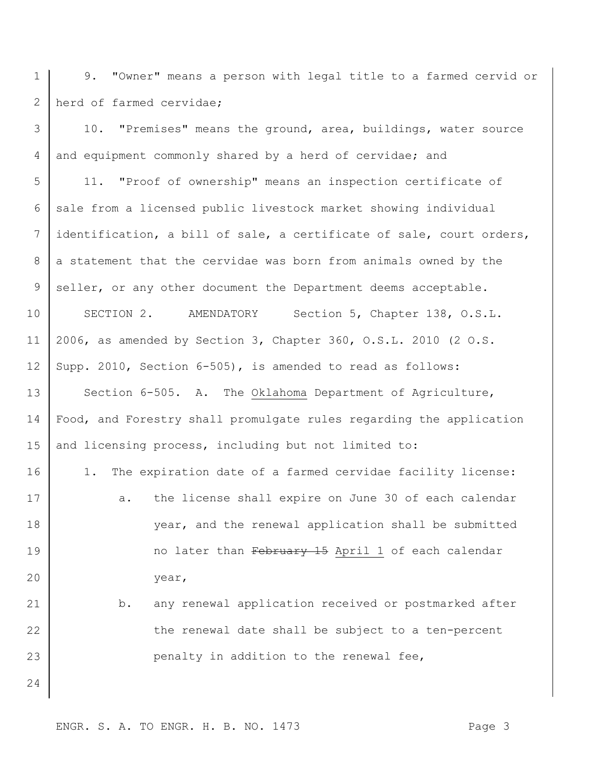9. "Owner" means a person with legal title to a farmed cervid or herd of farmed cervidae;

10. "Premises" means the ground, area, buildings, water source and equipment commonly shared by a herd of cervidae; and

11. "Proof of ownership" means an inspection certificate of sale from a licensed public livestock market showing individual identification, a bill of sale, a certificate of sale, court orders, a statement that the cervidae was born from animals owned by the seller, or any other document the Department deems acceptable.

SECTION 2. AMENDATORY Section 5, Chapter 138, O.S.L. 2006, as amended by Section 3, Chapter 360, O.S.L. 2010 (2 O.S. Supp. 2010, Section 6-505), is amended to read as follows:

Section 6-505. A. The <u>Oklahoma</u> Department of Agriculture, Food, and Forestry shall promulgate rules regarding the application and licensing process, including but not limited to:

1. The expiration date of a farmed cervidae facility license:

   a. the license shall expire on June 30 of each calendar year, and the renewal application shall be submitted no later than ~~February 15~~ <u>April 1</u> of each calendar year,

   b. any renewal application received or postmarked after the renewal date shall be subject to a ten-percent penalty in addition to the renewal fee,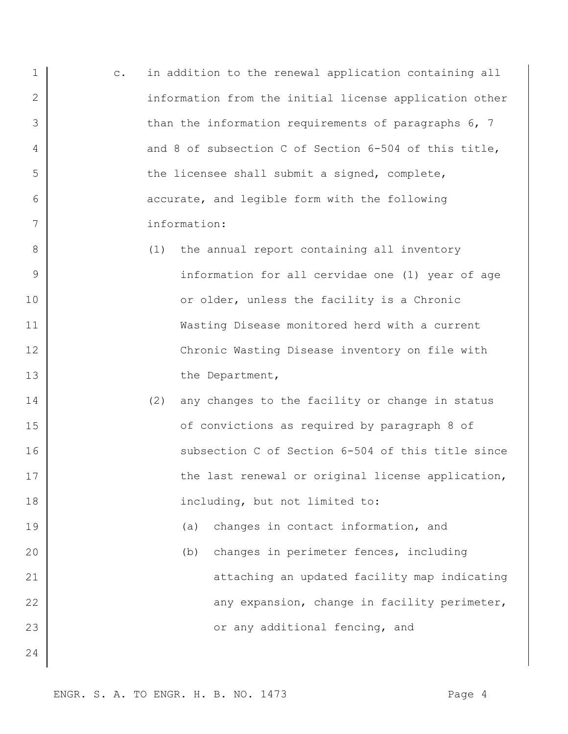c. in addition to the renewal application containing all information from the initial license application other than the information requirements of paragraphs 6, 7 and 8 of subsection C of Section 6-504 of this title, the licensee shall submit a signed, complete, accurate, and legible form with the following information:

   (1) the annual report containing all inventory information for all cervidae one (1) year of age or older, unless the facility is a Chronic Wasting Disease monitored herd with a current Chronic Wasting Disease inventory on file with the Department,

   (2) any changes to the facility or change in status of convictions as required by paragraph 8 of subsection C of Section 6-504 of this title since the last renewal or original license application, including, but not limited to:

      (a) changes in contact information, and

      (b) changes in perimeter fences, including attaching an updated facility map indicating any expansion, change in facility perimeter, or any additional fencing, and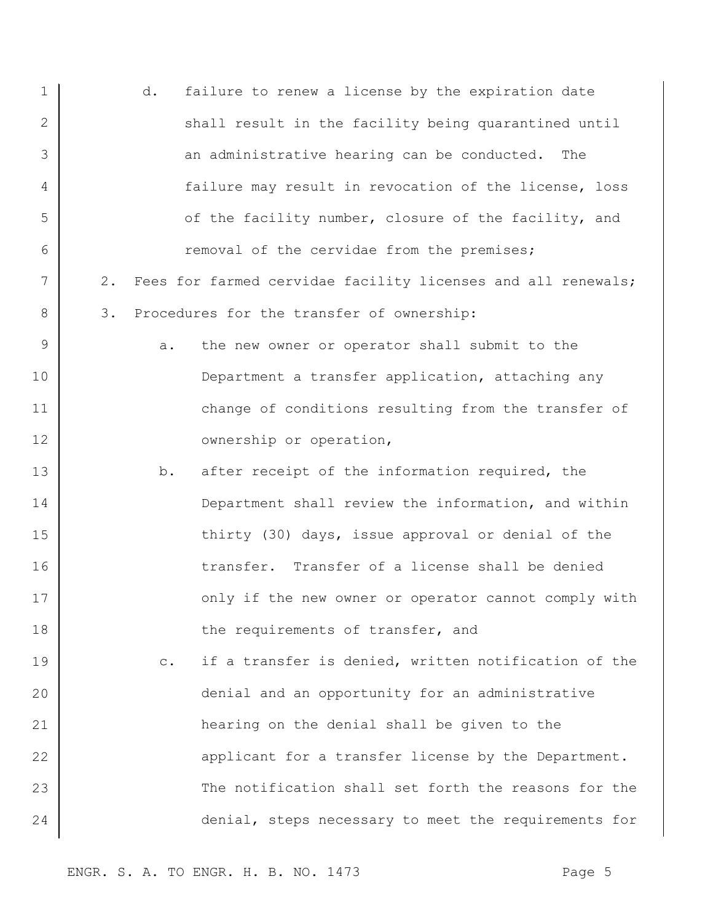d. failure to renew a license by the expiration date shall result in the facility being quarantined until an administrative hearing can be conducted. The failure may result in revocation of the license, loss of the facility number, closure of the facility, and removal of the cervidae from the premises;

2. Fees for farmed cervidae facility licenses and all renewals;

3. Procedures for the transfer of ownership:

   a. the new owner or operator shall submit to the Department a transfer application, attaching any change of conditions resulting from the transfer of ownership or operation,

   b. after receipt of the information required, the Department shall review the information, and within thirty (30) days, issue approval or denial of the transfer. Transfer of a license shall be denied only if the new owner or operator cannot comply with the requirements of transfer, and

   c. if a transfer is denied, written notification of the denial and an opportunity for an administrative hearing on the denial shall be given to the applicant for a transfer license by the Department. The notification shall set forth the reasons for the denial, steps necessary to meet the requirements for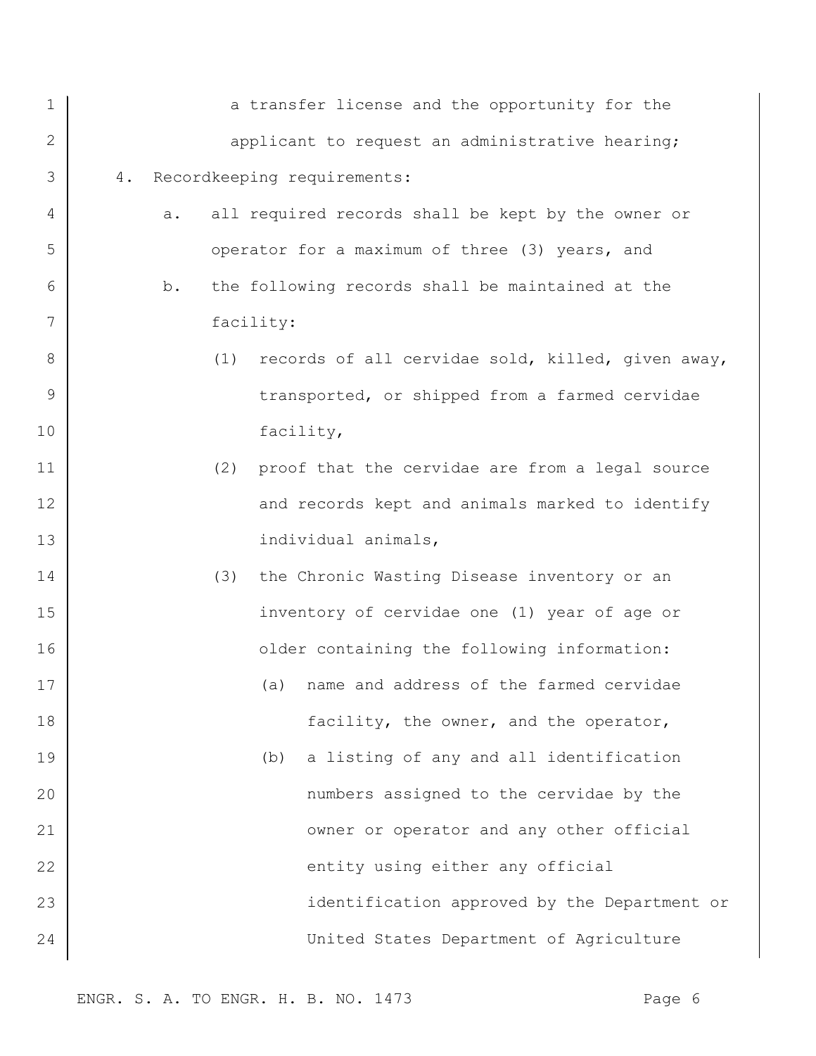a transfer license and the opportunity for the applicant to request an administrative hearing;

4. Recordkeeping requirements:

   a. all required records shall be kept by the owner or operator for a maximum of three (3) years, and

   b. the following records shall be maintained at the facility:

      (1) records of all cervidae sold, killed, given away, transported, or shipped from a farmed cervidae facility,

      (2) proof that the cervidae are from a legal source and records kept and animals marked to identify individual animals,

      (3) the Chronic Wasting Disease inventory or an inventory of cervidae one (1) year of age or older containing the following information:

         (a) name and address of the farmed cervidae facility, the owner, and the operator,

         (b) a listing of any and all identification numbers assigned to the cervidae by the owner or operator and any other official entity using either any official identification approved by the Department or United States Department of Agriculture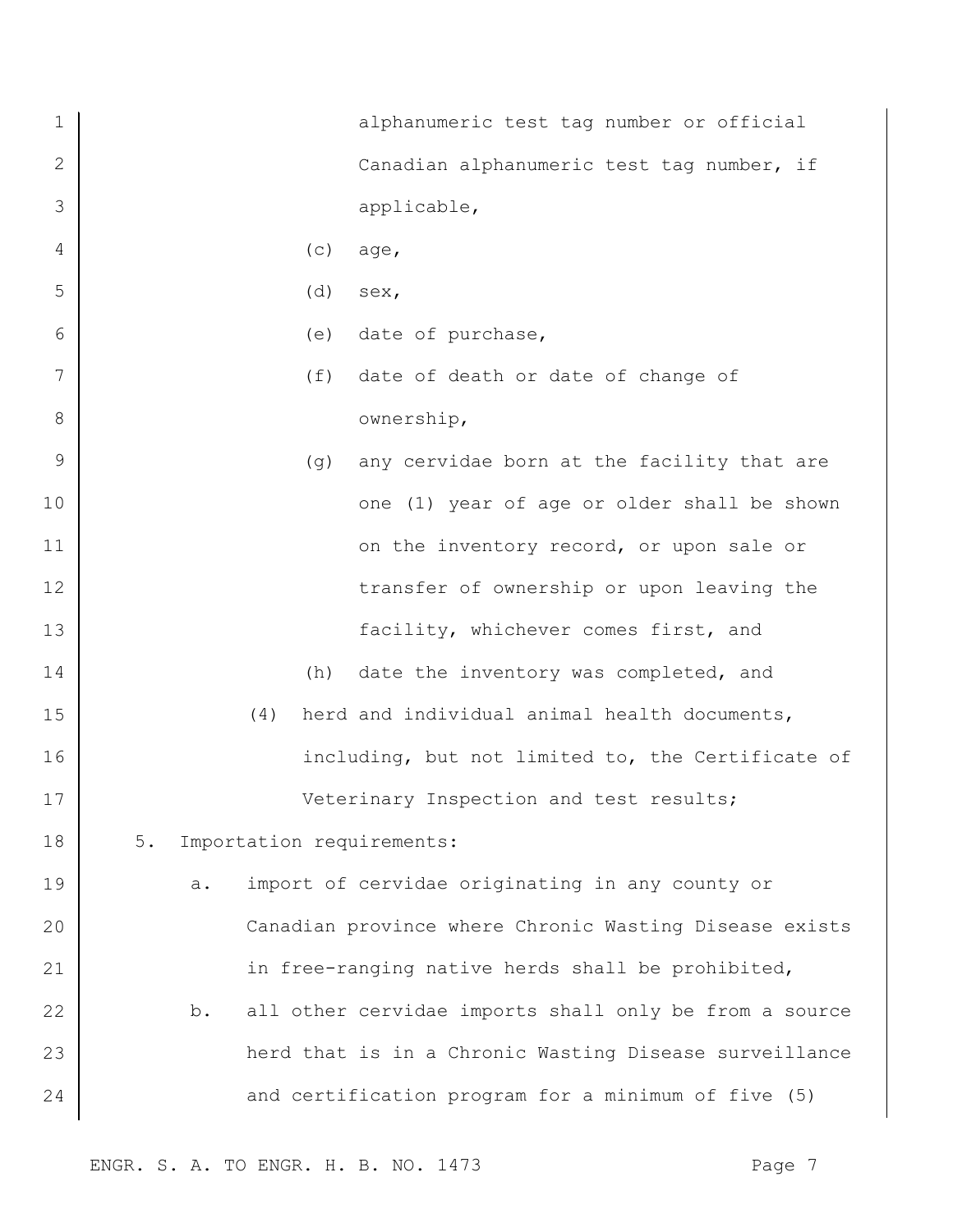alphanumeric test tag number or official Canadian alphanumeric test tag number, if applicable,

(c) age,

(d) sex,

(e) date of purchase,

(f) date of death or date of change of ownership,

(g) any cervidae born at the facility that are one (1) year of age or older shall be shown on the inventory record, or upon sale or transfer of ownership or upon leaving the facility, whichever comes first, and

(h) date the inventory was completed, and

(4) herd and individual animal health documents, including, but not limited to, the Certificate of Veterinary Inspection and test results;

5. Importation requirements:

a. import of cervidae originating in any county or Canadian province where Chronic Wasting Disease exists in free-ranging native herds shall be prohibited,

b. all other cervidae imports shall only be from a source herd that is in a Chronic Wasting Disease surveillance and certification program for a minimum of five (5)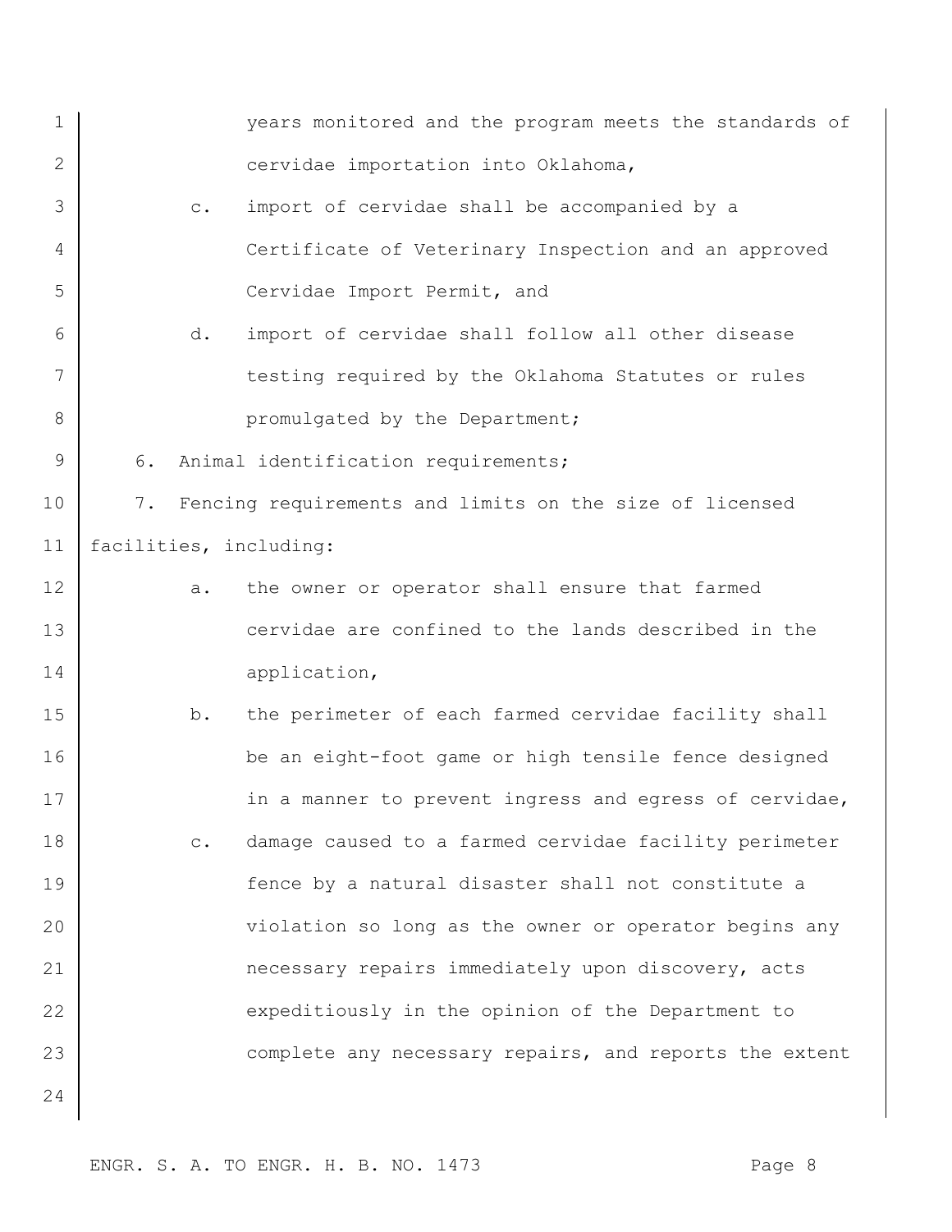years monitored and the program meets the standards of cervidae importation into Oklahoma,

c. import of cervidae shall be accompanied by a Certificate of Veterinary Inspection and an approved Cervidae Import Permit, and

d. import of cervidae shall follow all other disease testing required by the Oklahoma Statutes or rules promulgated by the Department;

6. Animal identification requirements;

7. Fencing requirements and limits on the size of licensed facilities, including:

a. the owner or operator shall ensure that farmed cervidae are confined to the lands described in the application,

b. the perimeter of each farmed cervidae facility shall be an eight-foot game or high tensile fence designed in a manner to prevent ingress and egress of cervidae,

c. damage caused to a farmed cervidae facility perimeter fence by a natural disaster shall not constitute a violation so long as the owner or operator begins any necessary repairs immediately upon discovery, acts expeditiously in the opinion of the Department to complete any necessary repairs, and reports the extent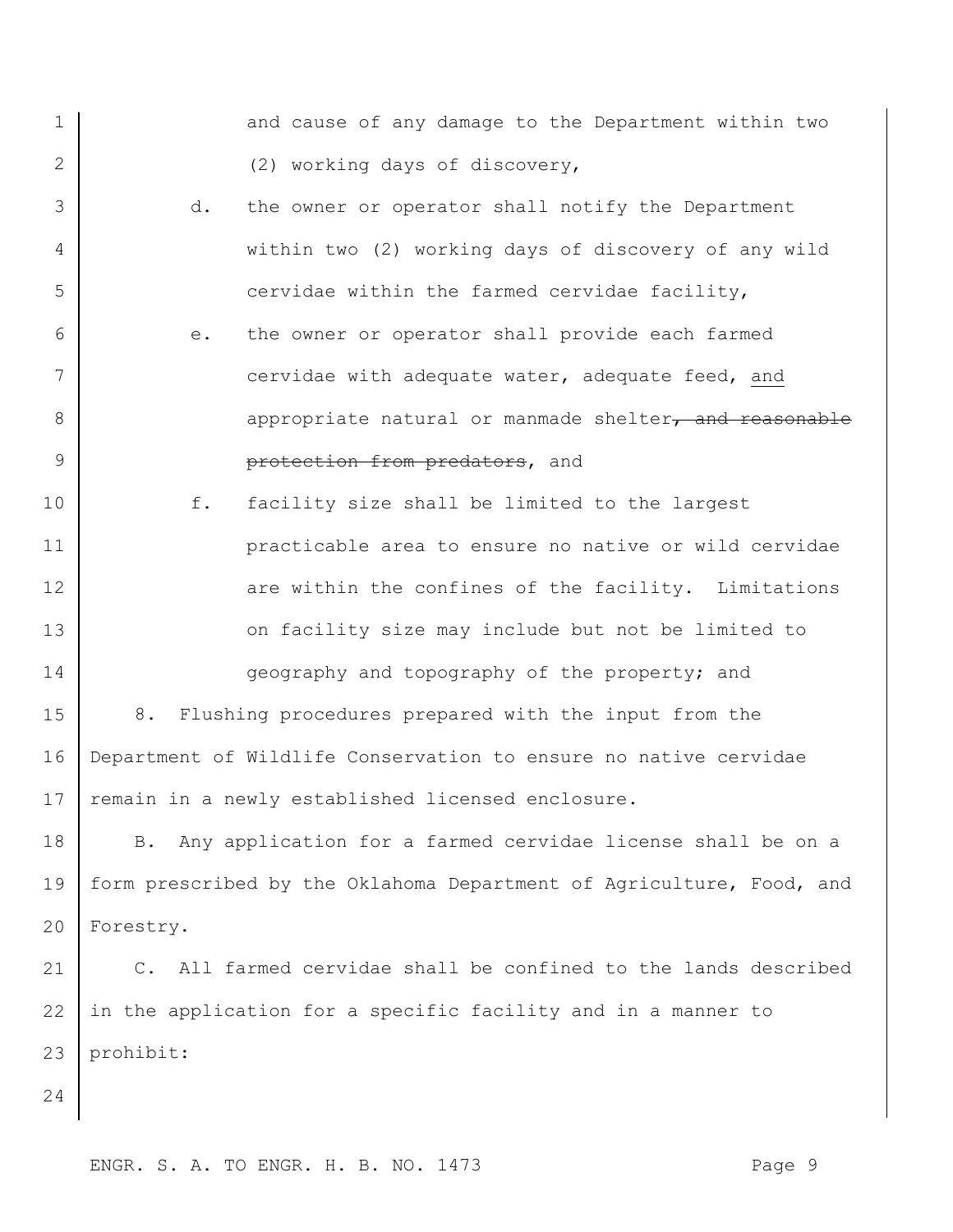and cause of any damage to the Department within two (2) working days of discovery,

d. the owner or operator shall notify the Department within two (2) working days of discovery of any wild cervidae within the farmed cervidae facility,

e. the owner or operator shall provide each farmed cervidae with adequate water, adequate feed, <u>and</u> appropriate natural or manmade shelter~~, and reasonable protection from predators~~, and

f. facility size shall be limited to the largest practicable area to ensure no native or wild cervidae are within the confines of the facility. Limitations on facility size may include but not be limited to geography and topography of the property; and

8. Flushing procedures prepared with the input from the Department of Wildlife Conservation to ensure no native cervidae remain in a newly established licensed enclosure.

B. Any application for a farmed cervidae license shall be on a form prescribed by the Oklahoma Department of Agriculture, Food, and Forestry.

C. All farmed cervidae shall be confined to the lands described in the application for a specific facility and in a manner to prohibit: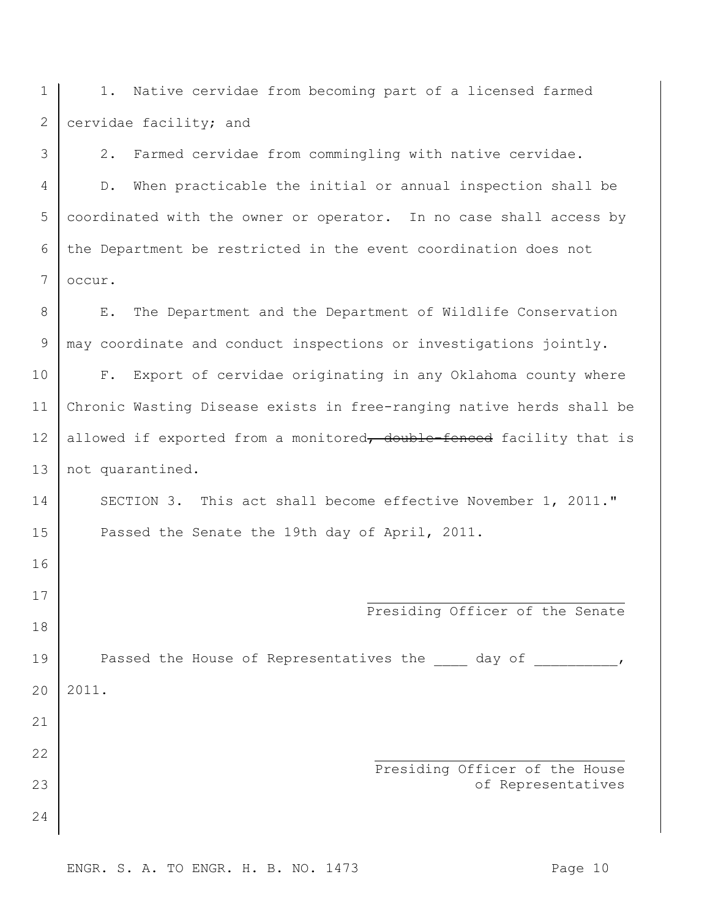1. Native cervidae from becoming part of a licensed farmed cervidae facility; and

2. Farmed cervidae from commingling with native cervidae.

D. When practicable the initial or annual inspection shall be coordinated with the owner or operator. In no case shall access by the Department be restricted in the event coordination does not occur.

E. The Department and the Department of Wildlife Conservation may coordinate and conduct inspections or investigations jointly.

F. Export of cervidae originating in any Oklahoma county where Chronic Wasting Disease exists in free-ranging native herds shall be allowed if exported from a monitored~~, double-fenced~~ facility that is not quarantined.

SECTION 3. This act shall become effective November 1, 2011."

Passed the Senate the 19th day of April, 2011.

\_\_\_\_\_\_\_\_\_\_\_\_\_\_\_\_\_\_\_\_\_\_\_\_\_\_\_\_\_\_\_\_
Presiding Officer of the Senate

Passed the House of Representatives the \_\_\_\_ day of \_\_\_\_\_\_\_\_\_\_, 2011.

\_\_\_\_\_\_\_\_\_\_\_\_\_\_\_\_\_\_\_\_\_\_\_\_\_\_\_\_\_\_\_\_
Presiding Officer of the House of Representatives